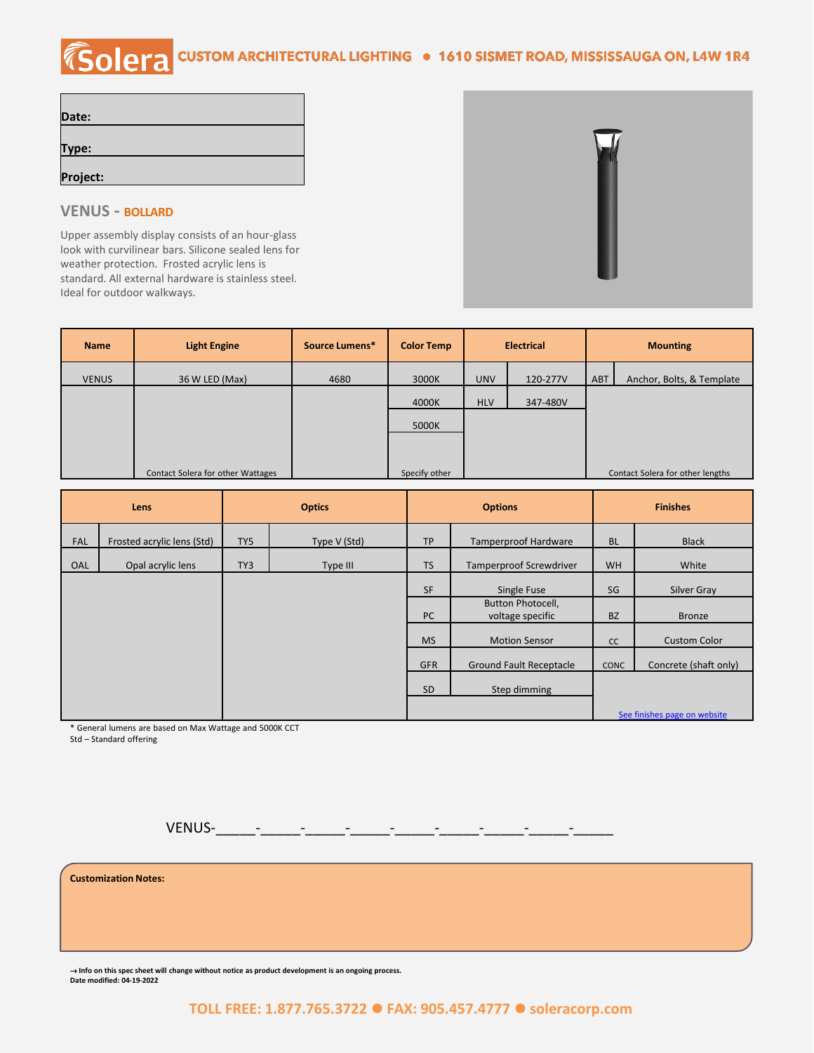**Solera** CUSTOM ARCHITECTURAL LIGHTING • 1610 SISMET ROAD, MISSISSAUGA ON, L4W 1R4

| |
|---|
| **Date:** |
| **Type:** |
| **Project:** |

## VENUS - BOLLARD

Upper assembly display consists of an hour-glass look with curvilinear bars. Silicone sealed lens for weather protection. Frosted acrylic lens is standard. All external hardware is stainless steel. Ideal for outdoor walkways.

| Name | Light Engine | Source Lumens* | Color Temp | Electrical | | Mounting | |
|---|---|---|---|---|---|---|---|
| VENUS | 36 W LED (Max) | 4680 | 3000K | UNV | 120-277V | ABT | Anchor, Bolts, & Template |
| | | | 4000K | HLV | 347-480V | | |
| | | | 5000K | | | | |
| | Contact Solera for other Wattages | | Specify other | | | Contact Solera for other lengths | |

| Lens | | Optics | | Options | | Finishes | |
|---|---|---|---|---|---|---|---|
| FAL | Frosted acrylic lens (Std) | TY5 | Type V (Std) | TP | Tamperproof Hardware | BL | Black |
| OAL | Opal acrylic lens | TY3 | Type III | TS | Tamperproof Screwdriver | WH | White |
| | | | | SF | Single Fuse | SG | Silver Gray |
| | | | | PC | Button Photocell, voltage specific | BZ | Bronze |
| | | | | MS | Motion Sensor | CC | Custom Color |
| | | | | GFR | Ground Fault Receptacle | CONC | Concrete (shaft only) |
| | | | | SD | Step dimming | | |
| | | | | | | See finishes page on website | |

\* General lumens are based on Max Wattage and 5000K CCT
Std – Standard offering

VENUS-_____-_____-_____-_____-_____-_____-_____-_____-_____

**Customization Notes:**

→ **Info on this spec sheet will change without notice as product development is an ongoing process.**
**Date modified: 04-19-2022**

TOLL FREE: 1.877.765.3722 ● FAX: 905.457.4777 ● soleracorp.com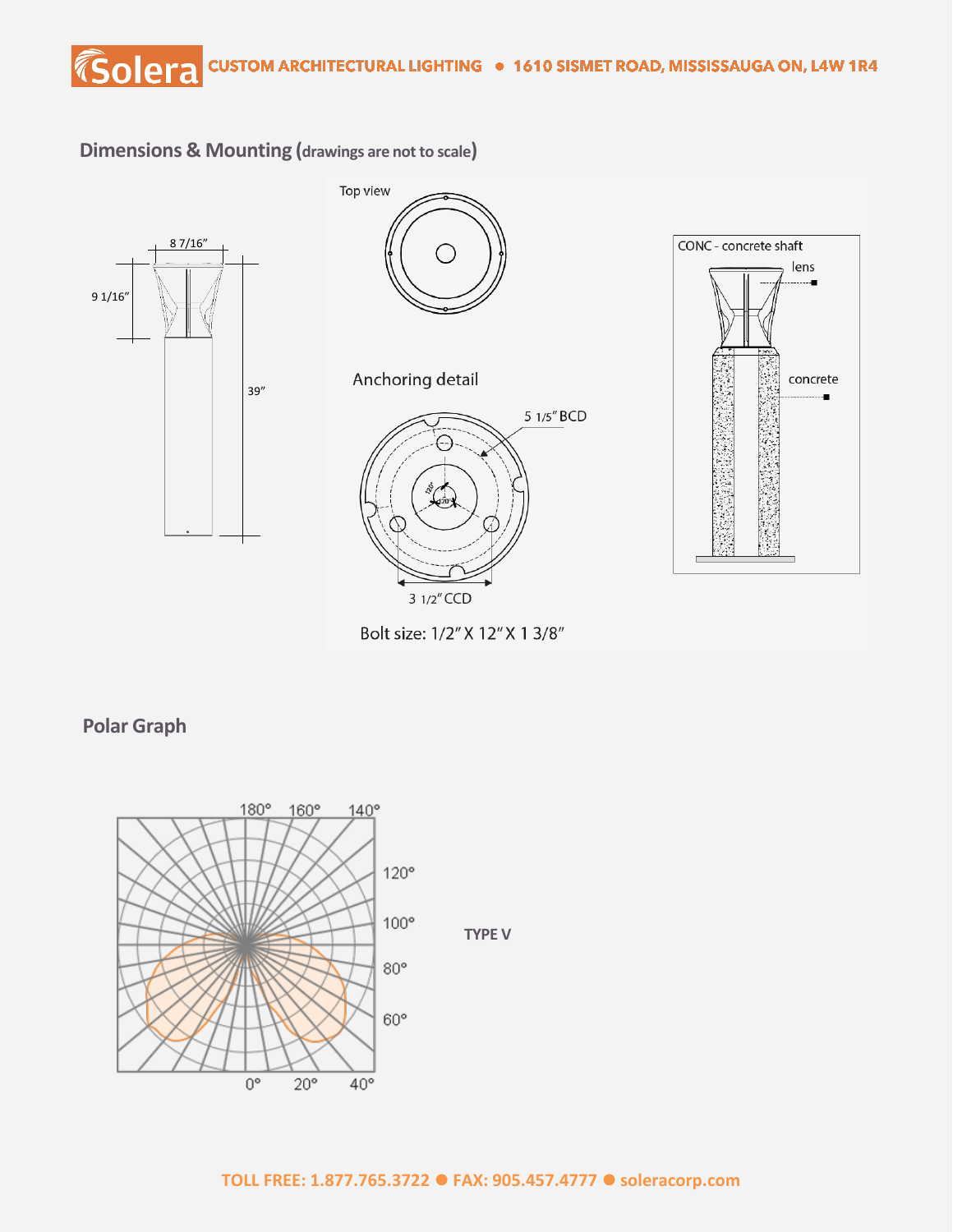## Dimensions & Mounting (drawings are not to scale)

8 7/16"

9 1/16"

39"

Top view

Anchoring detail

5 1/5" BCD

120°

120°

3 1/2" CCD

Bolt size: 1/2" X 12" X 1 3/8"

CONC - concrete shaft

lens

concrete

## Polar Graph

180° 160° 140°

120°

100°

80°

60°

0° 20° 40°

TYPE V